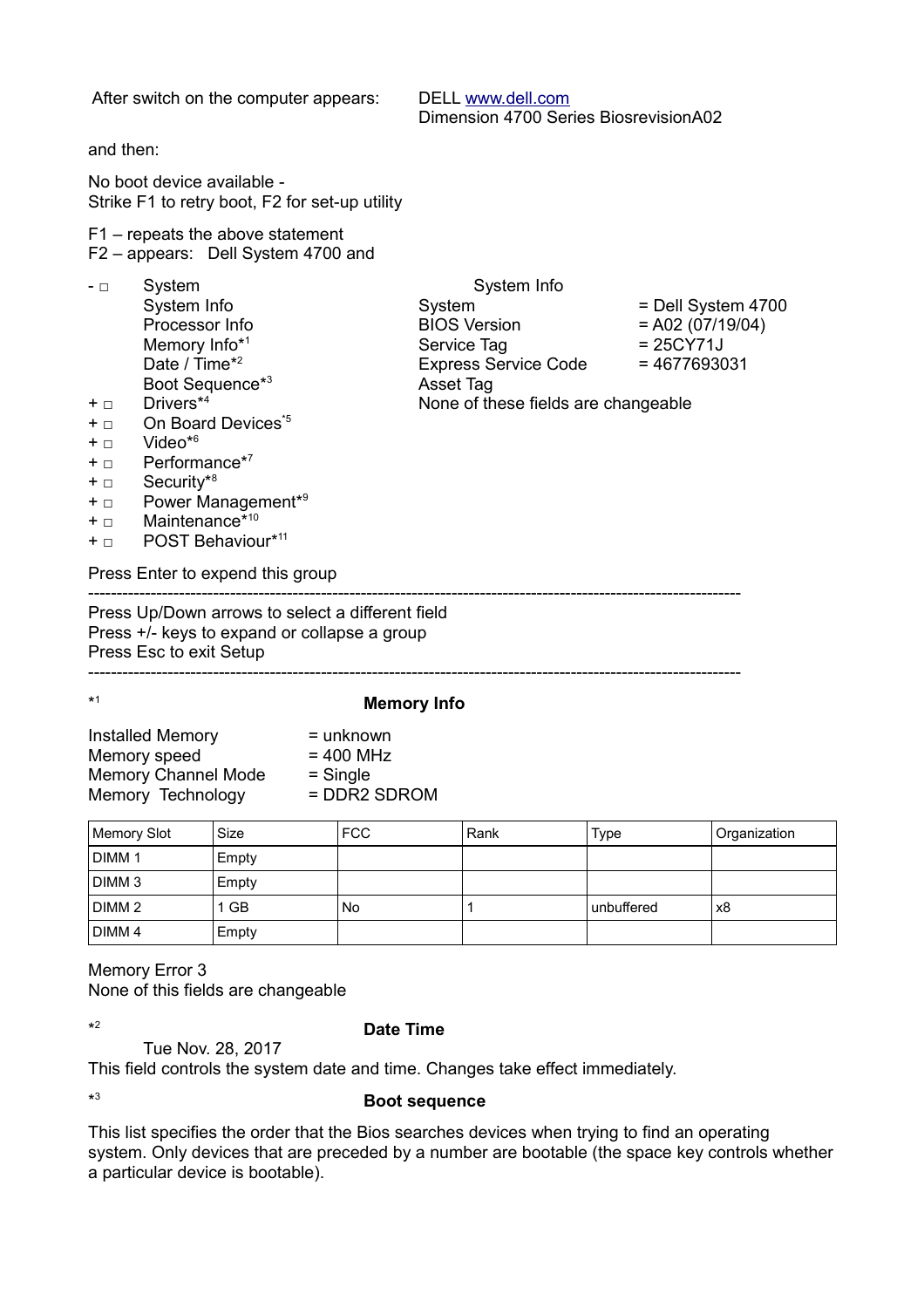After switch on the computer appears: DELL [www.dell.com](http://www.dell.com)
Dimension 4700 Series BiosrevisionA02

and then:

No boot device available -
Strike F1 to retry boot, F2 for set-up utility

F1 – repeats the above statement
F2 – appears: Dell System 4700 and

- □ System
  - System Info
  - Processor Info
  - Memory Info*[1]
  - Date / Time*[2]
  - Boot Sequence*[3]
- \+ □ Drivers*[4]
- \+ □ On Board Devices*[5]
- \+ □ Video*[6]
- \+ □ Performance*[7]
- \+ □ Security*[8]
- \+ □ Power Management*[9]
- \+ □ Maintenance*[10]
- \+ □ POST Behaviour*[11]

System Info

| | |
|---|---|
| System | = Dell System 4700 |
| BIOS Version | = A02 (07/19/04) |
| Service Tag | = 25CY71J |
| Express Service Code | = 4677693031 |
| Asset Tag | |

None of these fields are changeable

Press Enter to expend this group

---

Press Up/Down arrows to select a different field
Press +/- keys to expand or collapse a group
Press Esc to exit Setup

---

*[1] **Memory Info**

| | |
|---|---|
| Installed Memory | = unknown |
| Memory speed | = 400 MHz |
| Memory Channel Mode | = Single |
| Memory Technology | = DDR2 SDROM |

| Memory Slot | Size | FCC | Rank | Type | Organization |
|---|---|---|---|---|---|
| DIMM 1 | Empty | | | | |
| DIMM 3 | Empty | | | | |
| DIMM 2 | 1 GB | No | 1 | unbuffered | x8 |
| DIMM 4 | Empty | | | | |

Memory Error 3
None of this fields are changeable

*[2] **Date Time**

Tue Nov. 28, 2017
This field controls the system date and time. Changes take effect immediately.

*[3] **Boot sequence**

This list specifies the order that the Bios searches devices when trying to find an operating system. Only devices that are preceded by a number are bootable (the space key controls whether a particular device is bootable).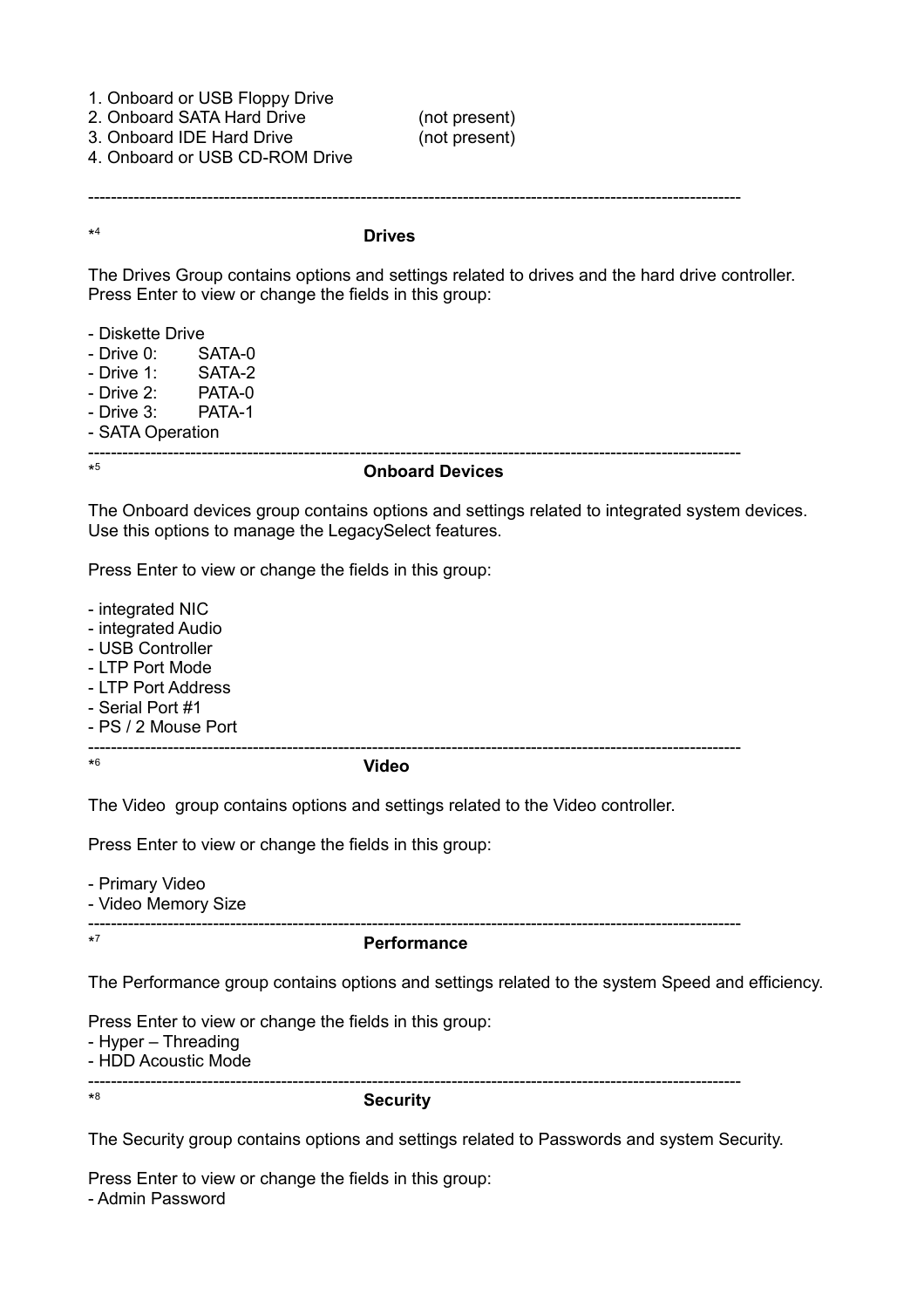1. Onboard or USB Floppy Drive
2. Onboard SATA Hard Drive (not present)
3. Onboard IDE Hard Drive (not present)
4. Onboard or USB CD-ROM Drive

---

*[4] **Drives**

The Drives Group contains options and settings related to drives and the hard drive controller. Press Enter to view or change the fields in this group:

- Diskette Drive
- Drive 0: SATA-0
- Drive 1: SATA-2
- Drive 2: PATA-0
- Drive 3: PATA-1
- SATA Operation

---

*[5] **Onboard Devices**

The Onboard devices group contains options and settings related to integrated system devices. Use this options to manage the LegacySelect features.

Press Enter to view or change the fields in this group:

- integrated NIC
- integrated Audio
- USB Controller
- LTP Port Mode
- LTP Port Address
- Serial Port #1
- PS / 2 Mouse Port

---

*[6] **Video**

The Video group contains options and settings related to the Video controller.

Press Enter to view or change the fields in this group:

- Primary Video
- Video Memory Size

---

*[7] **Performance**

The Performance group contains options and settings related to the system Speed and efficiency.

Press Enter to view or change the fields in this group:
- Hyper – Threading
- HDD Acoustic Mode

---

*[8] **Security**

The Security group contains options and settings related to Passwords and system Security.

Press Enter to view or change the fields in this group:
- Admin Password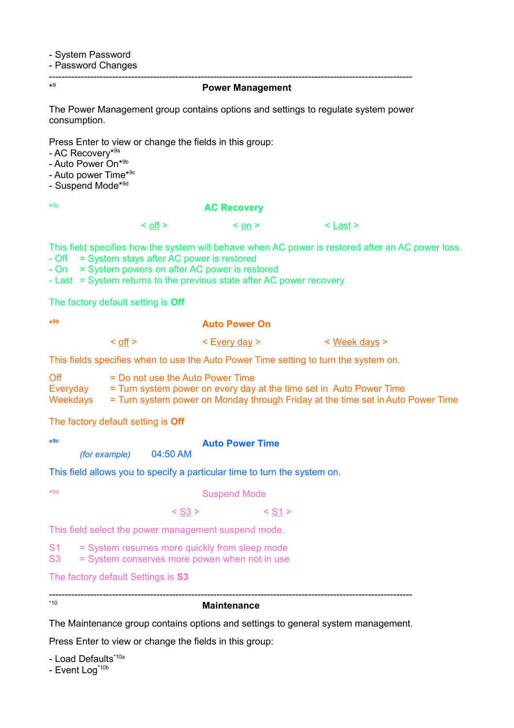- System Password
- Password Changes

---

[*9]

### Power Management

The Power Management group contains options and settings to regulate system power consumption.

Press Enter to view or change the fields in this group:
- AC Recovery*[9a]
- Auto Power On*[9b]
- Auto power Time*[9c]
- Suspend Mode*[9d]

[*9a]

### AC Recovery

< off > &nbsp;&nbsp;&nbsp;&nbsp; < on > &nbsp;&nbsp;&nbsp;&nbsp; < Last >

This field specifies how the system will behave when AC power is restored after an AC power loss.
- Off = System stays after AC power is restored
- On = System powers on after AC power is restored
- Last = System returns to the previous state after AC power recovery

The factory default setting is **Off**

[*9b]

### Auto Power On

< off > &nbsp;&nbsp;&nbsp;&nbsp; < Every day > &nbsp;&nbsp;&nbsp;&nbsp; < Week days >

This fields specifies when to use the Auto Power Time setting to turn the system on.

Off = Do not use the Auto Power Time
Everyday = Turn system power on every day at the time set in Auto Power Time
Weekdays = Turn system power on Monday through Friday at the time set in Auto Power Time

The factory default setting is **Off**

[*9c]

### Auto Power Time

*(for example)* 04:50 AM

This field allows you to specify a particular time to turn the system on.

[*9d]

### Suspend Mode

< S3 > &nbsp;&nbsp;&nbsp;&nbsp; < S1 >

This field select the power management suspend mode.

S1 = System resumes more quickly from sleep mode
S3 = System conserves more powen when not in use

The factory default Settings is **S3**

---

[*10]

### Maintenance

The Maintenance group contains options and settings to general system management.

Press Enter to view or change the fields in this group:

- Load Defaults[*10a]
- Event Log[*10b]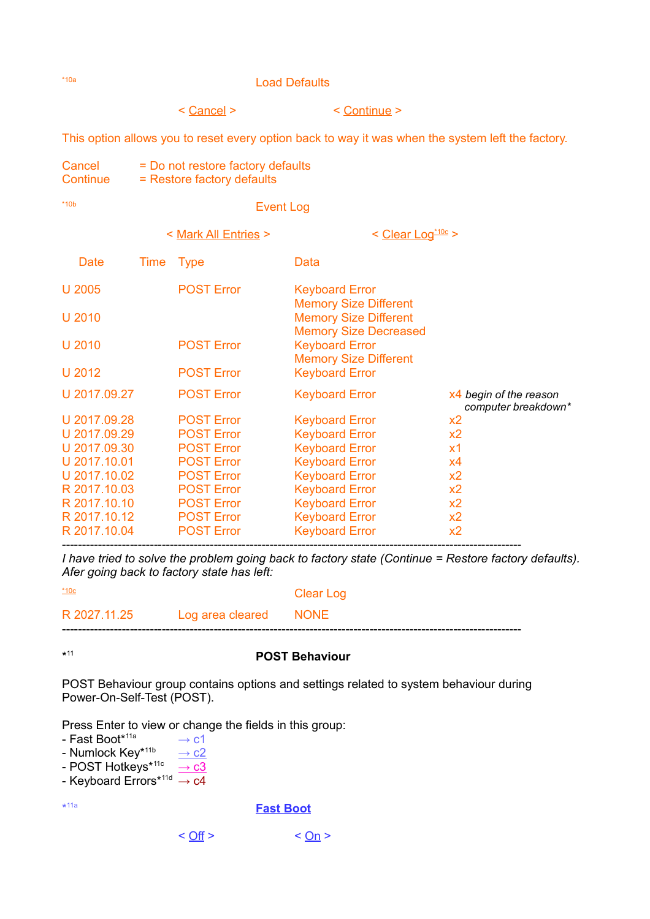[10a]

Load Defaults

< Cancel > < Continue >

This option allows you to reset every option back to way it was when the system left the factory.

Cancel = Do not restore factory defaults
Continue = Restore factory defaults

[10b]

Event Log

< Mark All Entries > < Clear Log[10c] >

| Date | Time | Type | Data | |
|---|---|---|---|---|
| U 2005 | | POST Error | Keyboard Error<br>Memory Size Different | |
| U 2010 | | | Memory Size Different<br>Memory Size Decreased | |
| U 2010 | | POST Error | Keyboard Error<br>Memory Size Different | |
| U 2012 | | POST Error | Keyboard Error | |
| U 2017.09.27 | | POST Error | Keyboard Error | x4 *begin of the reason computer breakdown** |
| U 2017.09.28 | | POST Error | Keyboard Error | x2 |
| U 2017.09.29 | | POST Error | Keyboard Error | x2 |
| U 2017.09.30 | | POST Error | Keyboard Error | x1 |
| U 2017.10.01 | | POST Error | Keyboard Error | x4 |
| U 2017.10.02 | | POST Error | Keyboard Error | x2 |
| R 2017.10.03 | | POST Error | Keyboard Error | x2 |
| R 2017.10.10 | | POST Error | Keyboard Error | x2 |
| R 2017.10.12 | | POST Error | Keyboard Error | x2 |
| R 2017.10.04 | | POST Error | Keyboard Error | x2 |

---

*I have tried to solve the problem going back to factory state (Continue = Restore factory defaults). Afer going back to factory state has left:*

[10c] Clear Log

| | | | |
|---|---|---|---|
| R 2027.11.25 | | Log area cleared | NONE |

---

*[11]

**POST Behaviour**

POST Behaviour group contains options and settings related to system behaviour during Power-On-Self-Test (POST).

Press Enter to view or change the fields in this group:

- Fast Boot*[11a] → c1
- Numlock Key*[11b] → c2
- POST Hotkeys*[11c] → c3
- Keyboard Errors*[11d] → c4

*[11a]

Fast Boot

< Off > < On >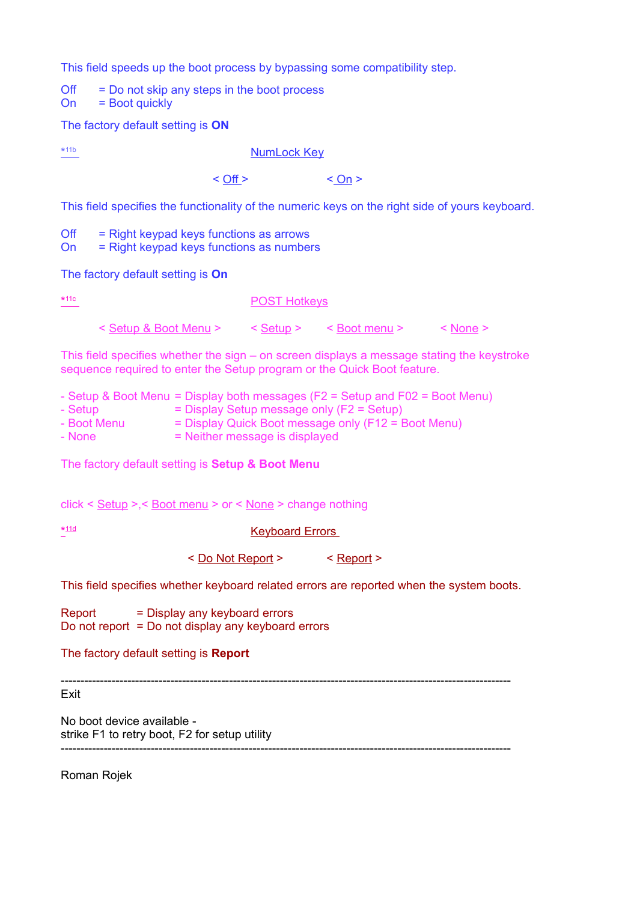This field speeds up the boot process by bypassing some compatibility step.

Off = Do not skip any steps in the boot process
On = Boot quickly

The factory default setting is **ON**

*11b

NumLock Key

< Off > < On >

This field specifies the functionality of the numeric keys on the right side of yours keyboard.

Off = Right keypad keys functions as arrows
On = Right keypad keys functions as numbers

The factory default setting is **On**

*11c

POST Hotkeys

< Setup & Boot Menu > < Setup > < Boot menu > < None >

This field specifies whether the sign – on screen displays a message stating the keystroke sequence required to enter the Setup program or the Quick Boot feature.

- Setup & Boot Menu = Display both messages (F2 = Setup and F02 = Boot Menu)
- Setup = Display Setup message only (F2 = Setup)
- Boot Menu = Display Quick Boot message only (F12 = Boot Menu)
- None = Neither message is displayed

The factory default setting is **Setup & Boot Menu**

click < Setup >,< Boot menu > or < None > change nothing

*11d

Keyboard Errors

< Do Not Report > < Report >

This field specifies whether keyboard related errors are reported when the system boots.

Report = Display any keyboard errors
Do not report = Do not display any keyboard errors

The factory default setting is **Report**

---

Exit

No boot device available -
strike F1 to retry boot, F2 for setup utility

---

Roman Rojek